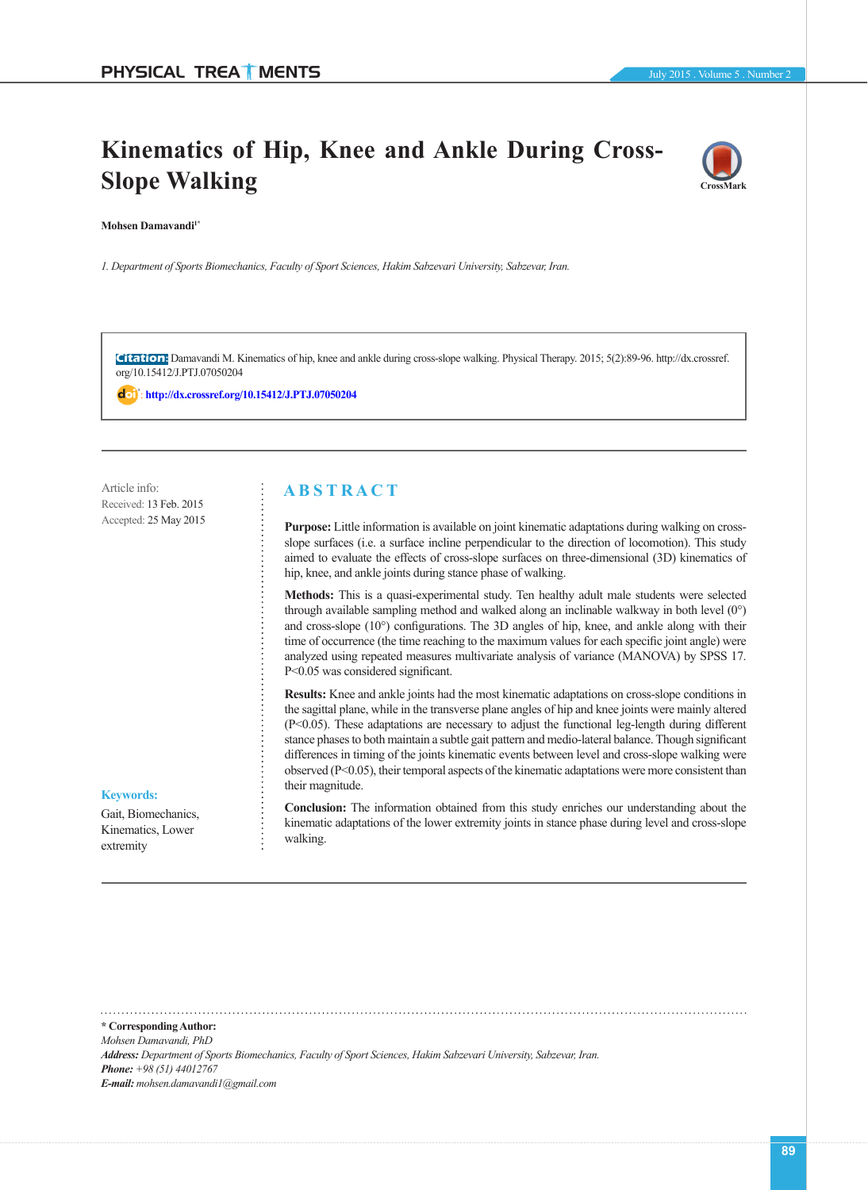# Kinematics of Hip, Knee and Ankle During Cross-Slope Walking

**Mohsen Damavandi**[1*]

*1. Department of Sports Biomechanics, Faculty of Sport Sciences, Hakim Sabzevari University, Sabzevar, Iran.*

**Citation:** Damavandi M. Kinematics of hip, knee and ankle during cross-slope walking. Physical Therapy. 2015; 5(2):89-96. http://dx.crossref.org/10.15412/J.PTJ.07050204

doi: http://dx.crossref.org/10.15412/J.PTJ.07050204

Article info:
Received: 13 Feb. 2015
Accepted: 25 May 2015

**Keywords:**
Gait, Biomechanics, Kinematics, Lower extremity

## ABSTRACT

**Purpose:** Little information is available on joint kinematic adaptations during walking on cross-slope surfaces (i.e. a surface incline perpendicular to the direction of locomotion). This study aimed to evaluate the effects of cross-slope surfaces on three-dimensional (3D) kinematics of hip, knee, and ankle joints during stance phase of walking.

**Methods:** This is a quasi-experimental study. Ten healthy adult male students were selected through available sampling method and walked along an inclinable walkway in both level (0°) and cross-slope (10°) configurations. The 3D angles of hip, knee, and ankle along with their time of occurrence (the time reaching to the maximum values for each specific joint angle) were analyzed using repeated measures multivariate analysis of variance (MANOVA) by SPSS 17. $P<0.05$ was considered significant.

**Results:** Knee and ankle joints had the most kinematic adaptations on cross-slope conditions in the sagittal plane, while in the transverse plane angles of hip and knee joints were mainly altered ($P<0.05$). These adaptations are necessary to adjust the functional leg-length during different stance phases to both maintain a subtle gait pattern and medio-lateral balance. Though significant differences in timing of the joints kinematic events between level and cross-slope walking were observed ($P<0.05$), their temporal aspects of the kinematic adaptations were more consistent than their magnitude.

**Conclusion:** The information obtained from this study enriches our understanding about the kinematic adaptations of the lower extremity joints in stance phase during level and cross-slope walking.

---

**\* Corresponding Author:**
*Mohsen Damavandi, PhD*
***Address:*** *Department of Sports Biomechanics, Faculty of Sport Sciences, Hakim Sabzevari University, Sabzevar, Iran.*
***Phone:*** *+98 (51) 44012767*
***E-mail:*** *mohsen.damavandi1@gmail.com*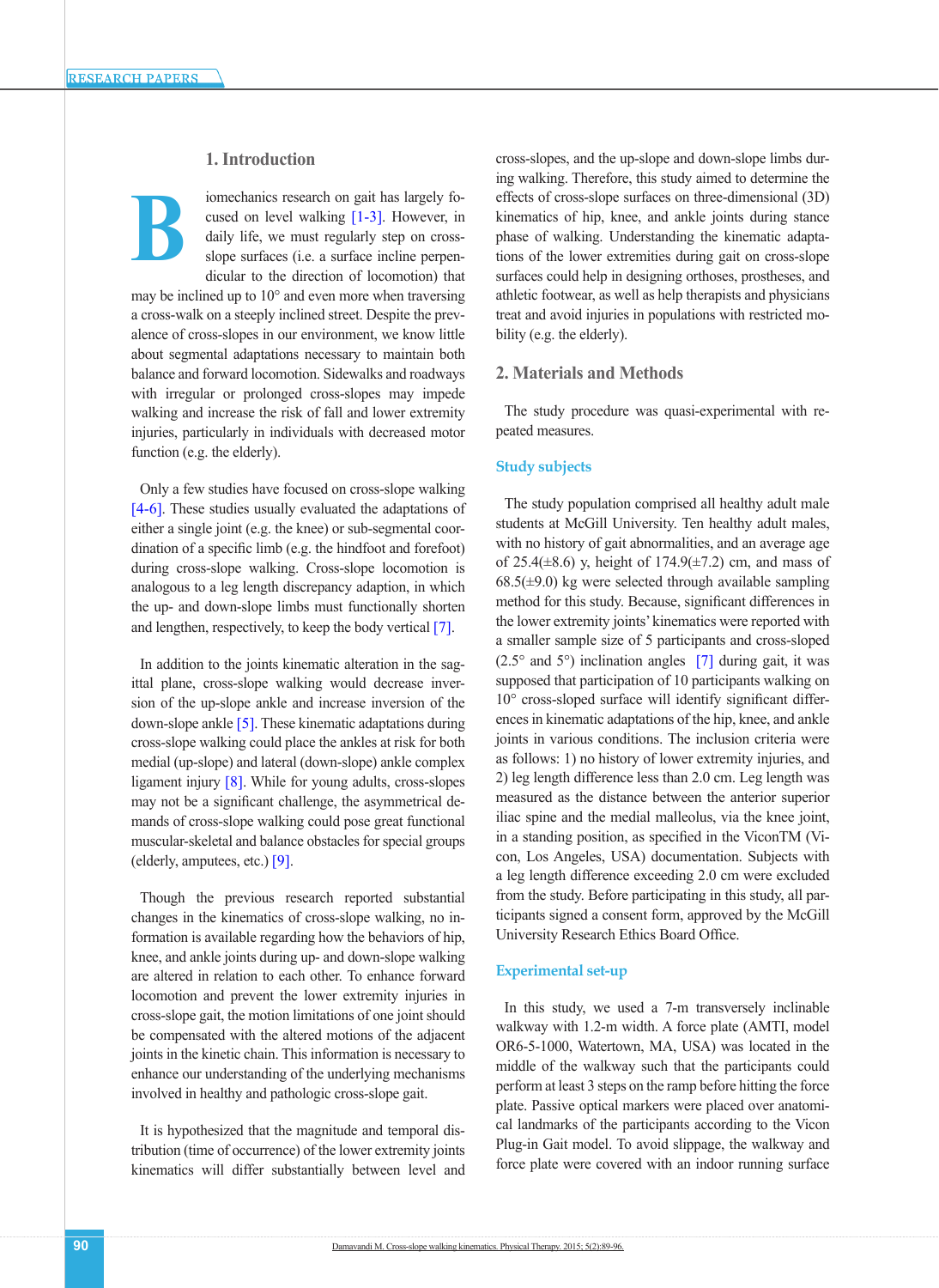## 1. Introduction

Biomechanics research on gait has largely focused on level walking [1-3]. However, in daily life, we must regularly step on cross-slope surfaces (i.e. a surface incline perpendicular to the direction of locomotion) that may be inclined up to 10° and even more when traversing a cross-walk on a steeply inclined street. Despite the prevalence of cross-slopes in our environment, we know little about segmental adaptations necessary to maintain both balance and forward locomotion. Sidewalks and roadways with irregular or prolonged cross-slopes may impede walking and increase the risk of fall and lower extremity injuries, particularly in individuals with decreased motor function (e.g. the elderly).

Only a few studies have focused on cross-slope walking [4-6]. These studies usually evaluated the adaptations of either a single joint (e.g. the knee) or sub-segmental coordination of a specific limb (e.g. the hindfoot and forefoot) during cross-slope walking. Cross-slope locomotion is analogous to a leg length discrepancy adaption, in which the up- and down-slope limbs must functionally shorten and lengthen, respectively, to keep the body vertical [7].

In addition to the joints kinematic alteration in the sagittal plane, cross-slope walking would decrease inversion of the up-slope ankle and increase inversion of the down-slope ankle [5]. These kinematic adaptations during cross-slope walking could place the ankles at risk for both medial (up-slope) and lateral (down-slope) ankle complex ligament injury [8]. While for young adults, cross-slopes may not be a significant challenge, the asymmetrical demands of cross-slope walking could pose great functional muscular-skeletal and balance obstacles for special groups (elderly, amputees, etc.) [9].

Though the previous research reported substantial changes in the kinematics of cross-slope walking, no information is available regarding how the behaviors of hip, knee, and ankle joints during up- and down-slope walking are altered in relation to each other. To enhance forward locomotion and prevent the lower extremity injuries in cross-slope gait, the motion limitations of one joint should be compensated with the altered motions of the adjacent joints in the kinetic chain. This information is necessary to enhance our understanding of the underlying mechanisms involved in healthy and pathologic cross-slope gait.

It is hypothesized that the magnitude and temporal distribution (time of occurrence) of the lower extremity joints kinematics will differ substantially between level and cross-slopes, and the up-slope and down-slope limbs during walking. Therefore, this study aimed to determine the effects of cross-slope surfaces on three-dimensional (3D) kinematics of hip, knee, and ankle joints during stance phase of walking. Understanding the kinematic adaptations of the lower extremities during gait on cross-slope surfaces could help in designing orthoses, prostheses, and athletic footwear, as well as help therapists and physicians treat and avoid injuries in populations with restricted mobility (e.g. the elderly).

## 2. Materials and Methods

The study procedure was quasi-experimental with repeated measures.

### Study subjects

The study population comprised all healthy adult male students at McGill University. Ten healthy adult males, with no history of gait abnormalities, and an average age of 25.4(±8.6) y, height of 174.9(±7.2) cm, and mass of 68.5(±9.0) kg were selected through available sampling method for this study. Because, significant differences in the lower extremity joints' kinematics were reported with a smaller sample size of 5 participants and cross-sloped (2.5° and 5°) inclination angles [7] during gait, it was supposed that participation of 10 participants walking on 10° cross-sloped surface will identify significant differences in kinematic adaptations of the hip, knee, and ankle joints in various conditions. The inclusion criteria were as follows: 1) no history of lower extremity injuries, and 2) leg length difference less than 2.0 cm. Leg length was measured as the distance between the anterior superior iliac spine and the medial malleolus, via the knee joint, in a standing position, as specified in the ViconTM (Vicon, Los Angeles, USA) documentation. Subjects with a leg length difference exceeding 2.0 cm were excluded from the study. Before participating in this study, all participants signed a consent form, approved by the McGill University Research Ethics Board Office.

### Experimental set-up

In this study, we used a 7-m transversely inclinable walkway with 1.2-m width. A force plate (AMTI, model OR6-5-1000, Watertown, MA, USA) was located in the middle of the walkway such that the participants could perform at least 3 steps on the ramp before hitting the force plate. Passive optical markers were placed over anatomical landmarks of the participants according to the Vicon Plug-in Gait model. To avoid slippage, the walkway and force plate were covered with an indoor running surface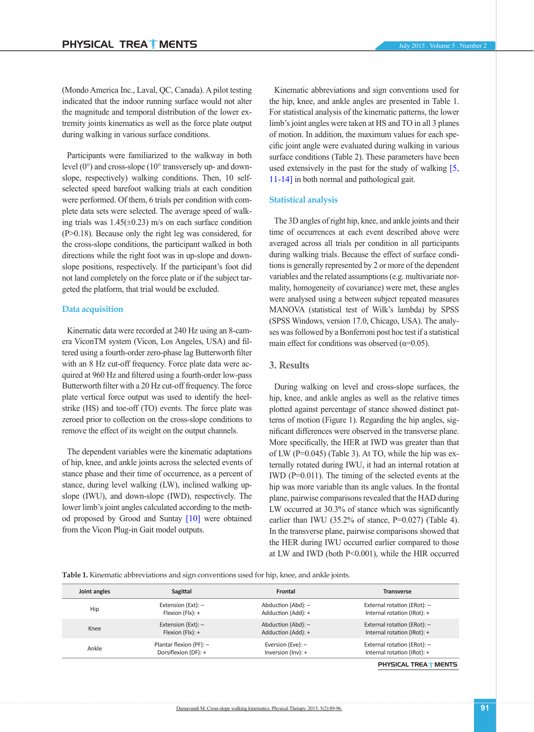(Mondo America Inc., Laval, QC, Canada). A pilot testing indicated that the indoor running surface would not alter the magnitude and temporal distribution of the lower extremity joints kinematics as well as the force plate output during walking in various surface conditions.

Participants were familiarized to the walkway in both level (0°) and cross-slope (10° transversely up- and down-slope, respectively) walking conditions. Then, 10 self-selected speed barefoot walking trials at each condition were performed. Of them, 6 trials per condition with complete data sets were selected. The average speed of walking trials was 1.45(±0.23) m/s on each surface condition (P>0.18). Because only the right leg was considered, for the cross-slope conditions, the participant walked in both directions while the right foot was in up-slope and down-slope positions, respectively. If the participant's foot did not land completely on the force plate or if the subject targeted the platform, that trial would be excluded.

### Data acquisition

Kinematic data were recorded at 240 Hz using an 8-camera ViconTM system (Vicon, Los Angeles, USA) and filtered using a fourth-order zero-phase lag Butterworth filter with an 8 Hz cut-off frequency. Force plate data were acquired at 960 Hz and filtered using a fourth-order low-pass Butterworth filter with a 20 Hz cut-off frequency. The force plate vertical force output was used to identify the heel-strike (HS) and toe-off (TO) events. The force plate was zeroed prior to collection on the cross-slope conditions to remove the effect of its weight on the output channels.

The dependent variables were the kinematic adaptations of hip, knee, and ankle joints across the selected events of stance phase and their time of occurrence, as a percent of stance, during level walking (LW), inclined walking up-slope (IWU), and down-slope (IWD), respectively. The lower limb's joint angles calculated according to the method proposed by Grood and Suntay [10] were obtained from the Vicon Plug-in Gait model outputs.

Kinematic abbreviations and sign conventions used for the hip, knee, and ankle angles are presented in Table 1. For statistical analysis of the kinematic patterns, the lower limb's joint angles were taken at HS and TO in all 3 planes of motion. In addition, the maximum values for each specific joint angle were evaluated during walking in various surface conditions (Table 2). These parameters have been used extensively in the past for the study of walking [5, 11-14] in both normal and pathological gait.

### Statistical analysis

The 3D angles of right hip, knee, and ankle joints and their time of occurrences at each event described above were averaged across all trials per condition in all participants during walking trials. Because the effect of surface conditions is generally represented by 2 or more of the dependent variables and the related assumptions (e.g. multivariate normality, homogeneity of covariance) were met, these angles were analysed using a between subject repeated measures MANOVA (statistical test of Wilk's lambda) by SPSS (SPSS Windows, version 17.0, Chicago, USA). The analyses was followed by a Bonferroni post hoc test if a statistical main effect for conditions was observed (α=0.05).

## 3. Results

During walking on level and cross-slope surfaces, the hip, knee, and ankle angles as well as the relative times plotted against percentage of stance showed distinct patterns of motion (Figure 1). Regarding the hip angles, significant differences were observed in the transverse plane. More specifically, the HER at IWD was greater than that of LW (P=0.045) (Table 3). At TO, while the hip was externally rotated during IWU, it had an internal rotation at IWD (P=0.011). The timing of the selected events at the hip was more variable than its angle values. In the frontal plane, pairwise comparisons revealed that the HAD during LW occurred at 30.3% of stance which was significantly earlier than IWU (35.2% of stance, P=0.027) (Table 4). In the transverse plane, pairwise comparisons showed that the HER during IWU occurred earlier compared to those at LW and IWD (both P<0.001), while the HIR occurred

**Table 1.** Kinematic abbreviations and sign conventions used for hip, knee, and ankle joints.

| Joint angles | Sagittal | Frontal | Transverse |
|---|---|---|---|
| Hip | Extension (Ext): –<br>Flexion (Flx): + | Abduction (Abd): –<br>Adduction (Add): + | External rotation (ERot): –<br>Internal rotation (IRot): + |
| Knee | Extension (Ext): –<br>Flexion (Flx): + | Abduction (Abd): –<br>Adduction (Add): + | External rotation (ERot): –<br>Internal rotation (IRot): + |
| Ankle | Plantar flexion (PF): –<br>Dorsiflexion (DF): + | Eversion (Eve): –<br>Inversion (Inv): + | External rotation (ERot): –<br>Internal rotation (IRot): + |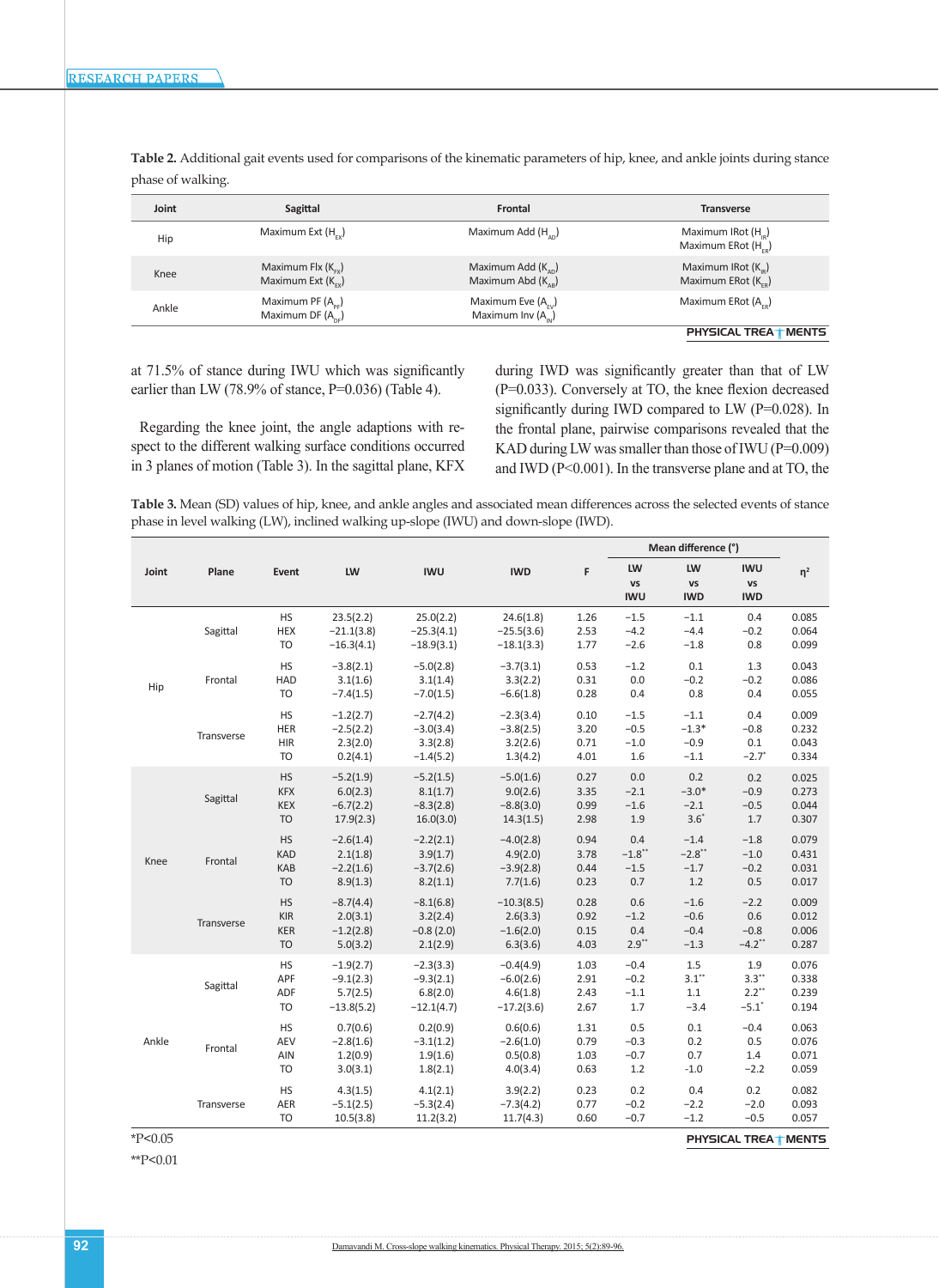**Table 2.** Additional gait events used for comparisons of the kinematic parameters of hip, knee, and ankle joints during stance phase of walking.

| Joint | Sagittal | Frontal | Transverse |
|---|---|---|---|
| Hip | Maximum Ext ($H_{EX}$) | Maximum Add ($H_{AD}$) | Maximum IRot ($H_{IR}$)<br>Maximum ERot ($H_{ER}$) |
| Knee | Maximum Flx ($K_{FX}$)<br>Maximum Ext ($K_{EX}$) | Maximum Add ($K_{AD}$)<br>Maximum Abd ($K_{AB}$) | Maximum IRot ($K_{IR}$)<br>Maximum ERot ($K_{ER}$) |
| Ankle | Maximum PF ($A_{PF}$)<br>Maximum DF ($A_{DF}$) | Maximum Eve ($A_{EV}$)<br>Maximum Inv ($A_{IN}$) | Maximum ERot ($A_{ER}$) |

at 71.5% of stance during IWU which was significantly earlier than LW (78.9% of stance, P=0.036) (Table 4).

Regarding the knee joint, the angle adaptions with respect to the different walking surface conditions occurred in 3 planes of motion (Table 3). In the sagittal plane, KFX during IWD was significantly greater than that of LW (P=0.033). Conversely at TO, the knee flexion decreased significantly during IWD compared to LW (P=0.028). In the frontal plane, pairwise comparisons revealed that the KAD during LW was smaller than those of IWU (P=0.009) and IWD (P<0.001). In the transverse plane and at TO, the

**Table 3.** Mean (SD) values of hip, knee, and ankle angles and associated mean differences across the selected events of stance phase in level walking (LW), inclined walking up-slope (IWU) and down-slope (IWD).

| Joint | Plane | Event | LW | IWU | IWD | F | Mean difference (°) LW vs IWU | LW vs IWD | IWU vs IWD | η² |
|---|---|---|---|---|---|---|---|---|---|---|
| Hip | Sagittal | HS | 23.5(2.2) | 25.0(2.2) | 24.6(1.8) | 1.26 | −1.5 | −1.1 | 0.4 | 0.085 |
| | | HEX | −21.1(3.8) | −25.3(4.1) | −25.5(3.6) | 2.53 | −4.2 | −4.4 | −0.2 | 0.064 |
| | | TO | −16.3(4.1) | −18.9(3.1) | −18.1(3.3) | 1.77 | −2.6 | −1.8 | 0.8 | 0.099 |
| | Frontal | HS | −3.8(2.1) | −5.0(2.8) | −3.7(3.1) | 0.53 | −1.2 | 0.1 | 1.3 | 0.043 |
| | | HAD | 3.1(1.6) | 3.1(1.4) | 3.3(2.2) | 0.31 | 0.0 | −0.2 | −0.2 | 0.086 |
| | | TO | −7.4(1.5) | −7.0(1.5) | −6.6(1.8) | 0.28 | 0.4 | 0.8 | 0.4 | 0.055 |
| | Transverse | HS | −1.2(2.7) | −2.7(4.2) | −2.3(3.4) | 0.10 | −1.5 | −1.1 | 0.4 | 0.009 |
| | | HER | −2.5(2.2) | −3.0(3.4) | −3.8(2.5) | 3.20 | −0.5 | −1.3* | −0.8 | 0.232 |
| | | HIR | 2.3(2.0) | 3.3(2.8) | 3.2(2.6) | 0.71 | −1.0 | −0.9 | 0.1 | 0.043 |
| | | TO | 0.2(4.1) | −1.4(5.2) | 1.3(4.2) | 4.01 | 1.6 | −1.1 | −2.7* | 0.334 |
| Knee | Sagittal | HS | −5.2(1.9) | −5.2(1.5) | −5.0(1.6) | 0.27 | 0.0 | 0.2 | 0.2 | 0.025 |
| | | KFX | 6.0(2.3) | 8.1(1.7) | 9.0(2.6) | 3.35 | −2.1 | −3.0* | −0.9 | 0.273 |
| | | KEX | −6.7(2.2) | −8.3(2.8) | −8.8(3.0) | 0.99 | −1.6 | −2.1 | −0.5 | 0.044 |
| | | TO | 17.9(2.3) | 16.0(3.0) | 14.3(1.5) | 2.98 | 1.9 | 3.6* | 1.7 | 0.307 |
| | Frontal | HS | −2.6(1.4) | −2.2(2.1) | −4.0(2.8) | 0.94 | 0.4 | −1.4 | −1.8 | 0.079 |
| | | KAD | 2.1(1.8) | 3.9(1.7) | 4.9(2.0) | 3.78 | −1.8** | −2.8** | −1.0 | 0.431 |
| | | KAB | −2.2(1.6) | −3.7(2.6) | −3.9(2.8) | 0.44 | −1.5 | −1.7 | −0.2 | 0.031 |
| | | TO | 8.9(1.3) | 8.2(1.1) | 7.7(1.6) | 0.23 | 0.7 | 1.2 | 0.5 | 0.017 |
| | Transverse | HS | −8.7(4.4) | −8.1(6.8) | −10.3(8.5) | 0.28 | 0.6 | −1.6 | −2.2 | 0.009 |
| | | KIR | 2.0(3.1) | 3.2(2.4) | 2.6(3.3) | 0.92 | −1.2 | −0.6 | 0.6 | 0.012 |
| | | KER | −1.2(2.8) | −0.8 (2.0) | −1.6(2.0) | 0.15 | 0.4 | −0.4 | −0.8 | 0.006 |
| | | TO | 5.0(3.2) | 2.1(2.9) | 6.3(3.6) | 4.03 | 2.9** | −1.3 | −4.2** | 0.287 |
| Ankle | Sagittal | HS | −1.9(2.7) | −2.3(3.3) | −0.4(4.9) | 1.03 | −0.4 | 1.5 | 1.9 | 0.076 |
| | | APF | −9.1(2.3) | −9.3(2.1) | −6.0(2.6) | 2.91 | −0.2 | 3.1** | 3.3** | 0.338 |
| | | ADF | 5.7(2.5) | 6.8(2.0) | 4.6(1.8) | 2.43 | −1.1 | 1.1 | 2.2** | 0.239 |
| | | TO | −13.8(5.2) | −12.1(4.7) | −17.2(3.6) | 2.67 | 1.7 | −3.4 | −5.1* | 0.194 |
| | Frontal | HS | 0.7(0.6) | 0.2(0.9) | 0.6(0.6) | 1.31 | 0.5 | 0.1 | −0.4 | 0.063 |
| | | AEV | −2.8(1.6) | −3.1(1.2) | −2.6(1.0) | 0.79 | −0.3 | 0.2 | 0.5 | 0.076 |
| | | AIN | 1.2(0.9) | 1.9(1.6) | 0.5(0.8) | 1.03 | −0.7 | 0.7 | 1.4 | 0.071 |
| | | TO | 3.0(3.1) | 1.8(2.1) | 4.0(3.4) | 0.63 | 1.2 | −1.0 | −2.2 | 0.059 |
| | Transverse | HS | 4.3(1.5) | 4.1(2.1) | 3.9(2.2) | 0.23 | 0.2 | 0.4 | 0.2 | 0.082 |
| | | AER | −5.1(2.5) | −5.3(2.4) | −7.3(4.2) | 0.77 | −0.2 | −2.2 | −2.0 | 0.093 |
| | | TO | 10.5(3.8) | 11.2(3.2) | 11.7(4.3) | 0.60 | −0.7 | −1.2 | −0.5 | 0.057 |

*P<0.05

**P<0.01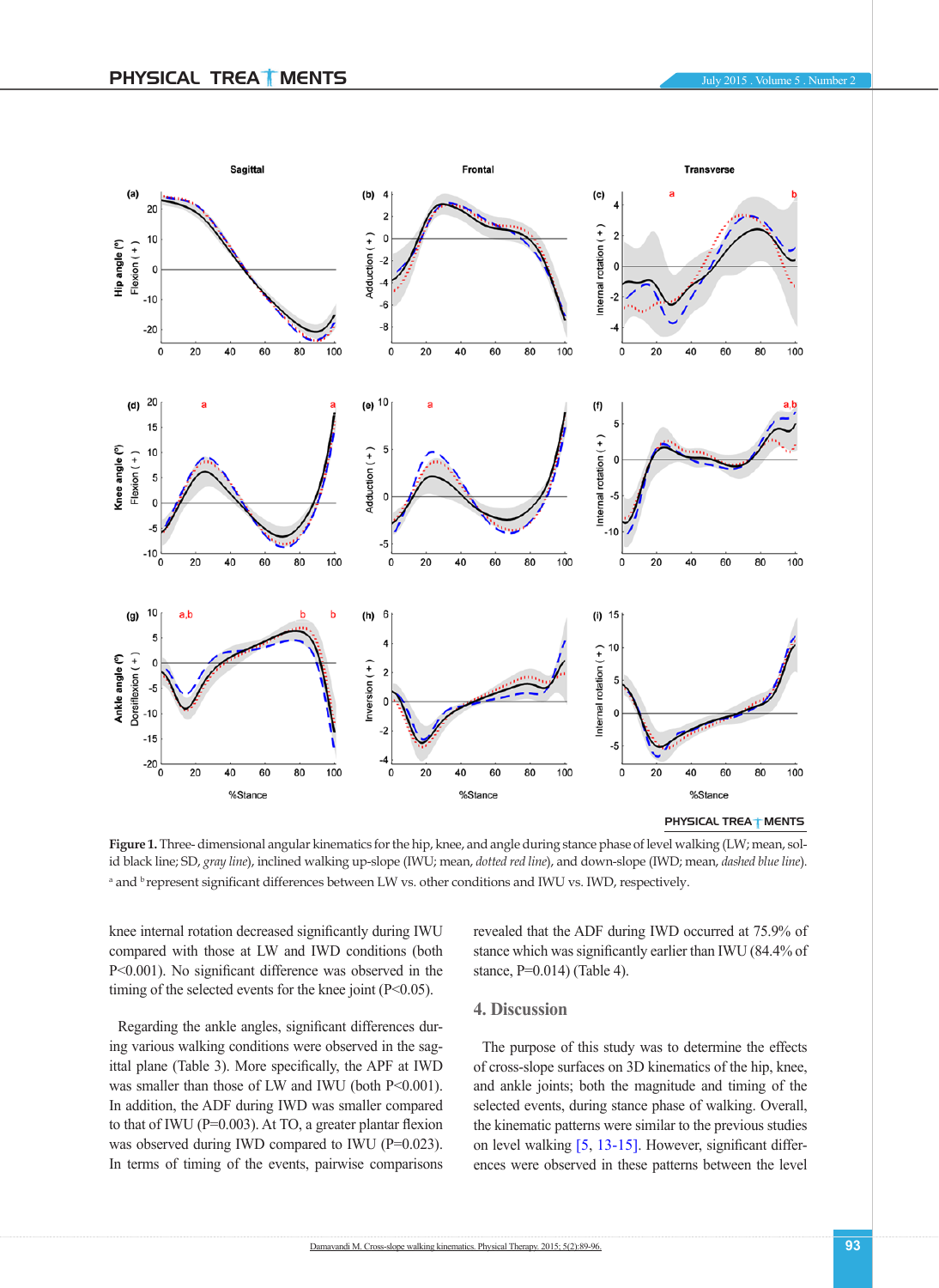**Figure 1.** Three- dimensional angular kinematics for the hip, knee, and angle during stance phase of level walking (LW; mean, solid black line; SD, *gray line*), inclined walking up-slope (IWU; mean, *dotted red line*), and down-slope (IWD; mean, *dashed blue line*). [a] and [b] represent significant differences between LW vs. other conditions and IWU vs. IWD, respectively.

knee internal rotation decreased significantly during IWU compared with those at LW and IWD conditions (both P<0.001). No significant difference was observed in the timing of the selected events for the knee joint (P<0.05).

Regarding the ankle angles, significant differences during various walking conditions were observed in the sagittal plane (Table 3). More specifically, the APF at IWD was smaller than those of LW and IWU (both P<0.001). In addition, the ADF during IWD was smaller compared to that of IWU (P=0.003). At TO, a greater plantar flexion was observed during IWD compared to IWU (P=0.023). In terms of timing of the events, pairwise comparisons revealed that the ADF during IWD occurred at 75.9% of stance which was significantly earlier than IWU (84.4% of stance, P=0.014) (Table 4).

## 4. Discussion

The purpose of this study was to determine the effects of cross-slope surfaces on 3D kinematics of the hip, knee, and ankle joints; both the magnitude and timing of the selected events, during stance phase of walking. Overall, the kinematic patterns were similar to the previous studies on level walking [5, 13-15]. However, significant differences were observed in these patterns between the level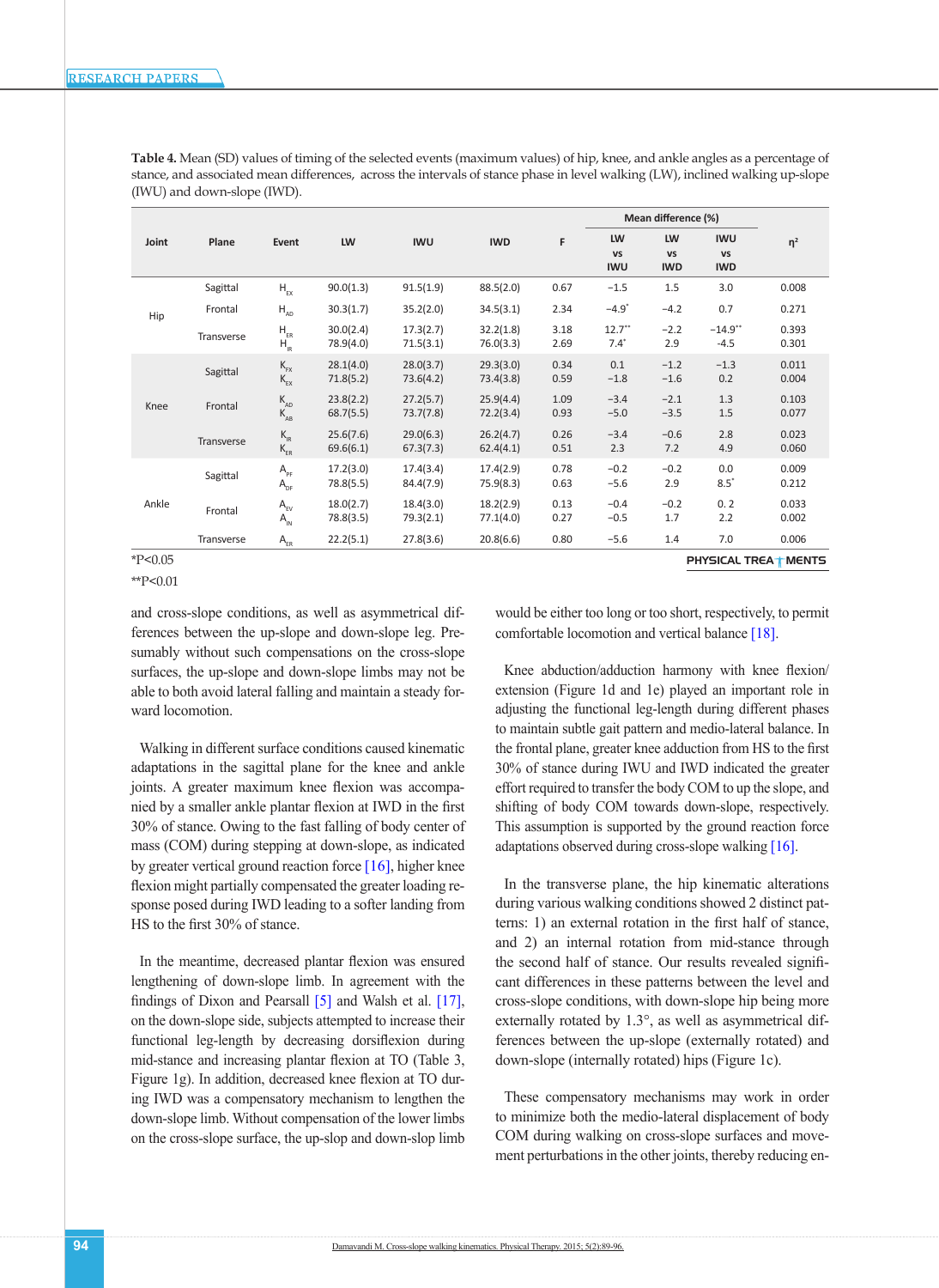**Table 4.** Mean (SD) values of timing of the selected events (maximum values) of hip, knee, and ankle angles as a percentage of stance, and associated mean differences, across the intervals of stance phase in level walking (LW), inclined walking up-slope (IWU) and down-slope (IWD).

| Joint | Plane | Event | LW | IWU | IWD | F | Mean difference (%) | | | $\eta^2$ |
|---|---|---|---|---|---|---|---|---|---|---|
| | | | | | | | LW vs IWU | LW vs IWD | IWU vs IWD | |
| Hip | Sagittal | $H_{EX}$ | 90.0(1.3) | 91.5(1.9) | 88.5(2.0) | 0.67 | −1.5 | 1.5 | 3.0 | 0.008 |
| | Frontal | $H_{AD}$ | 30.3(1.7) | 35.2(2.0) | 34.5(3.1) | 2.34 | −4.9* | −4.2 | 0.7 | 0.271 |
| | Transverse | $H_{ER}$ | 30.0(2.4) | 17.3(2.7) | 32.2(1.8) | 3.18 | 12.7** | −2.2 | −14.9** | 0.393 |
| | | $H_{IR}$ | 78.9(4.0) | 71.5(3.1) | 76.0(3.3) | 2.69 | 7.4* | 2.9 | -4.5 | 0.301 |
| Knee | Sagittal | $K_{FX}$ | 28.1(4.0) | 28.0(3.7) | 29.3(3.0) | 0.34 | 0.1 | −1.2 | −1.3 | 0.011 |
| | | $K_{EX}$ | 71.8(5.2) | 73.6(4.2) | 73.4(3.8) | 0.59 | −1.8 | −1.6 | 0.2 | 0.004 |
| | Frontal | $K_{AD}$ | 23.8(2.2) | 27.2(5.7) | 25.9(4.4) | 1.09 | −3.4 | −2.1 | 1.3 | 0.103 |
| | | $K_{AB}$ | 68.7(5.5) | 73.7(7.8) | 72.2(3.4) | 0.93 | −5.0 | −3.5 | 1.5 | 0.077 |
| | Transverse | $K_{IR}$ | 25.6(7.6) | 29.0(6.3) | 26.2(4.7) | 0.26 | −3.4 | −0.6 | 2.8 | 0.023 |
| | | $K_{ER}$ | 69.6(6.1) | 67.3(7.3) | 62.4(4.1) | 0.51 | 2.3 | 7.2 | 4.9 | 0.060 |
| Ankle | Sagittal | $A_{PF}$ | 17.2(3.0) | 17.4(3.4) | 17.4(2.9) | 0.78 | −0.2 | −0.2 | 0.0 | 0.009 |
| | | $A_{DF}$ | 78.8(5.5) | 84.4(7.9) | 75.9(8.3) | 0.63 | −5.6 | 2.9 | 8.5* | 0.212 |
| | Frontal | $A_{EV}$ | 18.0(2.7) | 18.4(3.0) | 18.2(2.9) | 0.13 | −0.4 | −0.2 | 0. 2 | 0.033 |
| | | $A_{IN}$ | 78.8(3.5) | 79.3(2.1) | 77.1(4.0) | 0.27 | −0.5 | 1.7 | 2.2 | 0.002 |
| | Transverse | $A_{ER}$ | 22.2(5.1) | 27.8(3.6) | 20.8(6.6) | 0.80 | −5.6 | 1.4 | 7.0 | 0.006 |

*P<0.05

**P<0.01

and cross-slope conditions, as well as asymmetrical differences between the up-slope and down-slope leg. Presumably without such compensations on the cross-slope surfaces, the up-slope and down-slope limbs may not be able to both avoid lateral falling and maintain a steady forward locomotion.

Walking in different surface conditions caused kinematic adaptations in the sagittal plane for the knee and ankle joints. A greater maximum knee flexion was accompanied by a smaller ankle plantar flexion at IWD in the first 30% of stance. Owing to the fast falling of body center of mass (COM) during stepping at down-slope, as indicated by greater vertical ground reaction force [16], higher knee flexion might partially compensated the greater loading response posed during IWD leading to a softer landing from HS to the first 30% of stance.

In the meantime, decreased plantar flexion was ensured lengthening of down-slope limb. In agreement with the findings of Dixon and Pearsall [5] and Walsh et al. [17], on the down-slope side, subjects attempted to increase their functional leg-length by decreasing dorsiflexion during mid-stance and increasing plantar flexion at TO (Table 3, Figure 1g). In addition, decreased knee flexion at TO during IWD was a compensatory mechanism to lengthen the down-slope limb. Without compensation of the lower limbs on the cross-slope surface, the up-slop and down-slop limb would be either too long or too short, respectively, to permit comfortable locomotion and vertical balance [18].

Knee abduction/adduction harmony with knee flexion/extension (Figure 1d and 1e) played an important role in adjusting the functional leg-length during different phases to maintain subtle gait pattern and medio-lateral balance. In the frontal plane, greater knee adduction from HS to the first 30% of stance during IWU and IWD indicated the greater effort required to transfer the body COM to up the slope, and shifting of body COM towards down-slope, respectively. This assumption is supported by the ground reaction force adaptations observed during cross-slope walking [16].

In the transverse plane, the hip kinematic alterations during various walking conditions showed 2 distinct patterns: 1) an external rotation in the first half of stance, and 2) an internal rotation from mid-stance through the second half of stance. Our results revealed significant differences in these patterns between the level and cross-slope conditions, with down-slope hip being more externally rotated by 1.3°, as well as asymmetrical differences between the up-slope (externally rotated) and down-slope (internally rotated) hips (Figure 1c).

These compensatory mechanisms may work in order to minimize both the medio-lateral displacement of body COM during walking on cross-slope surfaces and movement perturbations in the other joints, thereby reducing en-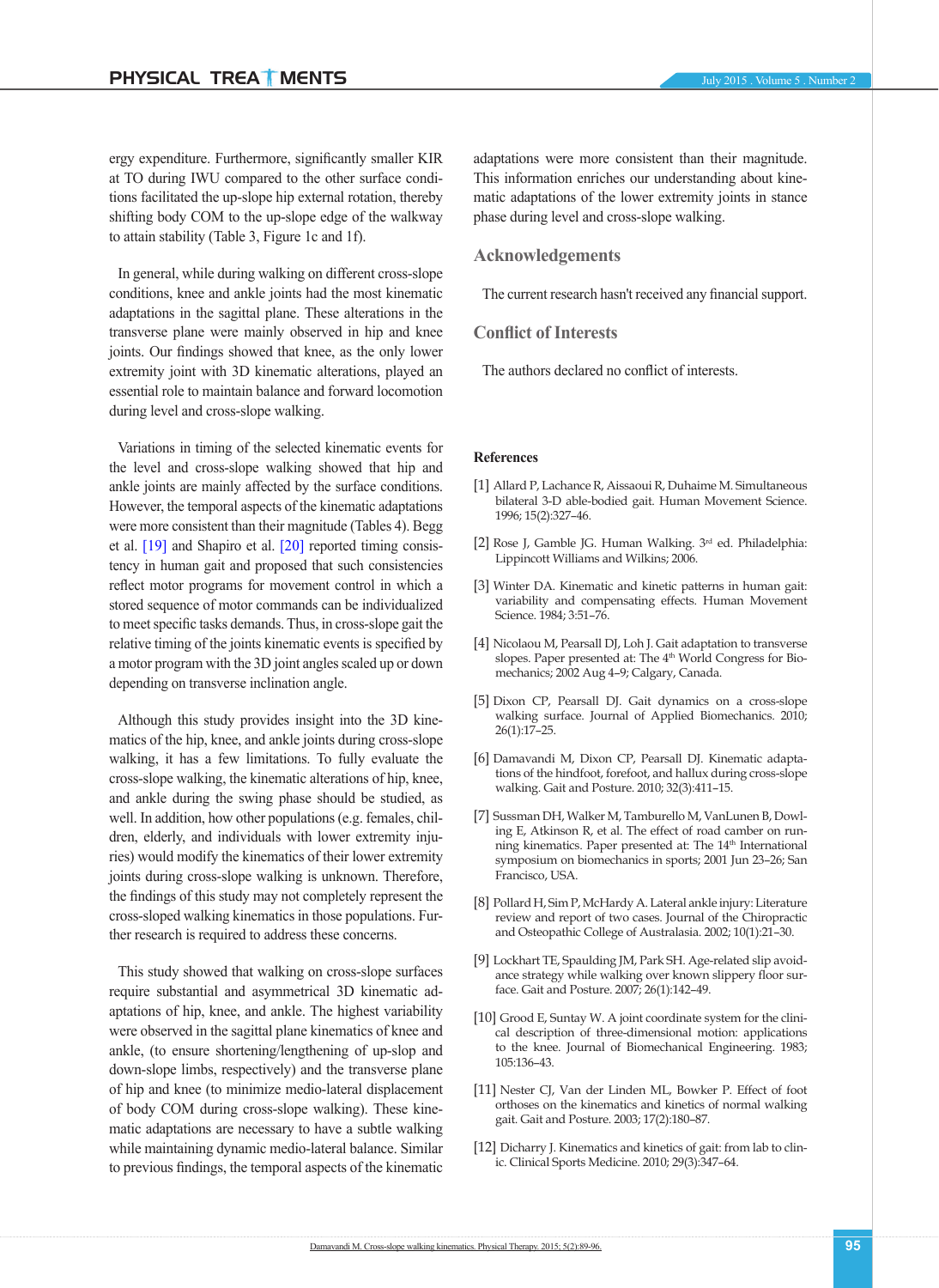ergy expenditure. Furthermore, significantly smaller KIR at TO during IWU compared to the other surface conditions facilitated the up-slope hip external rotation, thereby shifting body COM to the up-slope edge of the walkway to attain stability (Table 3, Figure 1c and 1f).

In general, while during walking on different cross-slope conditions, knee and ankle joints had the most kinematic adaptations in the sagittal plane. These alterations in the transverse plane were mainly observed in hip and knee joints. Our findings showed that knee, as the only lower extremity joint with 3D kinematic alterations, played an essential role to maintain balance and forward locomotion during level and cross-slope walking.

Variations in timing of the selected kinematic events for the level and cross-slope walking showed that hip and ankle joints are mainly affected by the surface conditions. However, the temporal aspects of the kinematic adaptations were more consistent than their magnitude (Tables 4). Begg et al. [19] and Shapiro et al. [20] reported timing consistency in human gait and proposed that such consistencies reflect motor programs for movement control in which a stored sequence of motor commands can be individualized to meet specific tasks demands. Thus, in cross-slope gait the relative timing of the joints kinematic events is specified by a motor program with the 3D joint angles scaled up or down depending on transverse inclination angle.

Although this study provides insight into the 3D kinematics of the hip, knee, and ankle joints during cross-slope walking, it has a few limitations. To fully evaluate the cross-slope walking, the kinematic alterations of hip, knee, and ankle during the swing phase should be studied, as well. In addition, how other populations (e.g. females, children, elderly, and individuals with lower extremity injuries) would modify the kinematics of their lower extremity joints during cross-slope walking is unknown. Therefore, the findings of this study may not completely represent the cross-sloped walking kinematics in those populations. Further research is required to address these concerns.

This study showed that walking on cross-slope surfaces require substantial and asymmetrical 3D kinematic adaptations of hip, knee, and ankle. The highest variability were observed in the sagittal plane kinematics of knee and ankle, (to ensure shortening/lengthening of up-slop and down-slope limbs, respectively) and the transverse plane of hip and knee (to minimize medio-lateral displacement of body COM during cross-slope walking). These kinematic adaptations are necessary to have a subtle walking while maintaining dynamic medio-lateral balance. Similar to previous findings, the temporal aspects of the kinematic adaptations were more consistent than their magnitude. This information enriches our understanding about kinematic adaptations of the lower extremity joints in stance phase during level and cross-slope walking.

## Acknowledgements

The current research hasn't received any financial support.

## Conflict of Interests

The authors declared no conflict of interests.

## References

[1] Allard P, Lachance R, Aissaoui R, Duhaime M. Simultaneous bilateral 3-D able-bodied gait. Human Movement Science. 1996; 15(2):327–46.

[2] Rose J, Gamble JG. Human Walking. 3rd ed. Philadelphia: Lippincott Williams and Wilkins; 2006.

[3] Winter DA. Kinematic and kinetic patterns in human gait: variability and compensating effects. Human Movement Science. 1984; 3:51–76.

[4] Nicolaou M, Pearsall DJ, Loh J. Gait adaptation to transverse slopes. Paper presented at: The 4th World Congress for Biomechanics; 2002 Aug 4–9; Calgary, Canada.

[5] Dixon CP, Pearsall DJ. Gait dynamics on a cross-slope walking surface. Journal of Applied Biomechanics. 2010; 26(1):17–25.

[6] Damavandi M, Dixon CP, Pearsall DJ. Kinematic adaptations of the hindfoot, forefoot, and hallux during cross-slope walking. Gait and Posture. 2010; 32(3):411–15.

[7] Sussman DH, Walker M, Tamburello M, VanLunen B, Dowling E, Atkinson R, et al. The effect of road camber on running kinematics. Paper presented at: The 14th International symposium on biomechanics in sports; 2001 Jun 23–26; San Francisco, USA.

[8] Pollard H, Sim P, McHardy A. Lateral ankle injury: Literature review and report of two cases. Journal of the Chiropractic and Osteopathic College of Australasia. 2002; 10(1):21–30.

[9] Lockhart TE, Spaulding JM, Park SH. Age-related slip avoidance strategy while walking over known slippery floor surface. Gait and Posture. 2007; 26(1):142–49.

[10] Grood E, Suntay W. A joint coordinate system for the clinical description of three-dimensional motion: applications to the knee. Journal of Biomechanical Engineering. 1983; 105:136–43.

[11] Nester CJ, Van der Linden ML, Bowker P. Effect of foot orthoses on the kinematics and kinetics of normal walking gait. Gait and Posture. 2003; 17(2):180–87.

[12] Dicharry J. Kinematics and kinetics of gait: from lab to clinic. Clinical Sports Medicine. 2010; 29(3):347–64.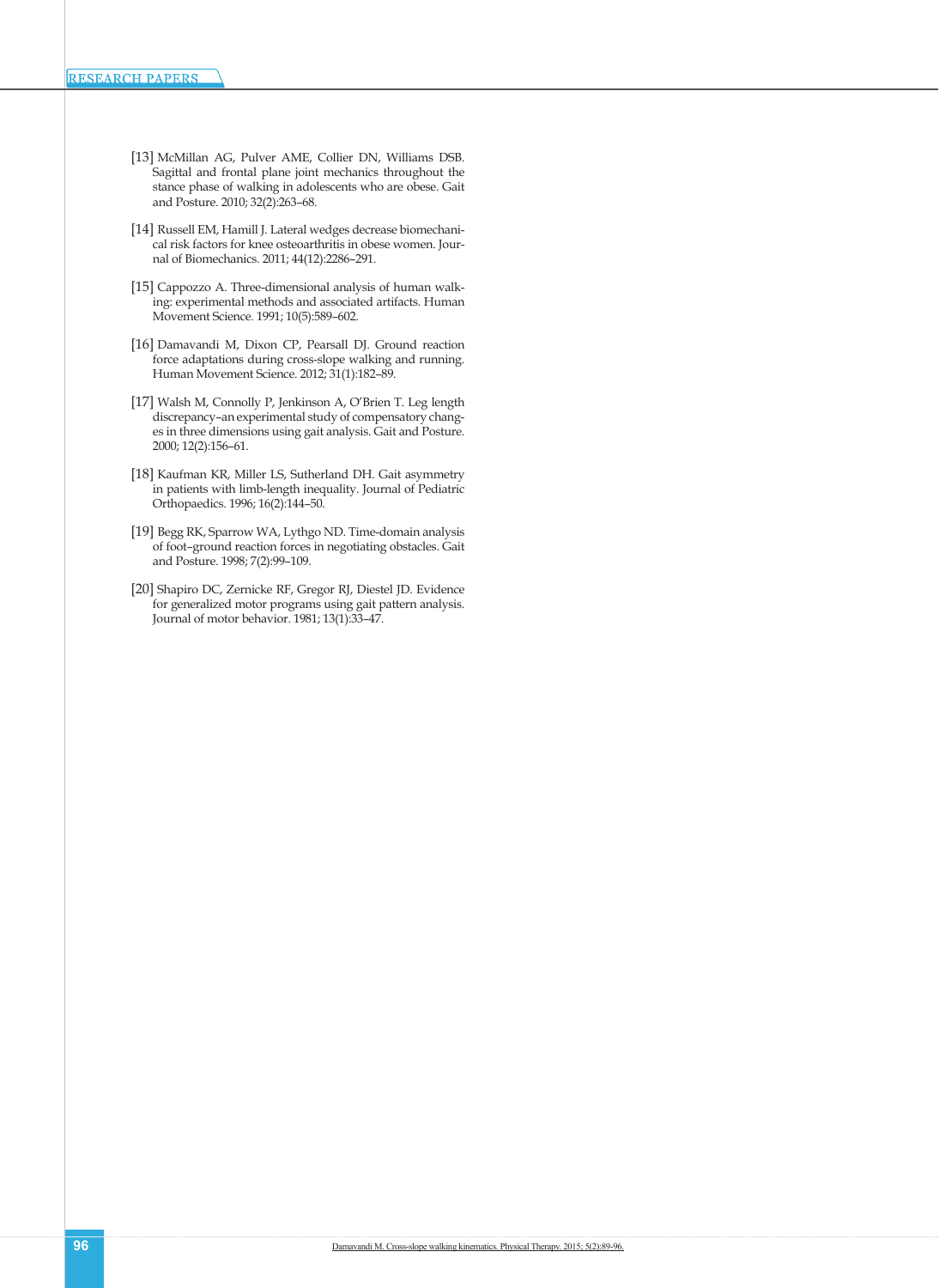[13] McMillan AG, Pulver AME, Collier DN, Williams DSB. Sagittal and frontal plane joint mechanics throughout the stance phase of walking in adolescents who are obese. Gait and Posture. 2010; 32(2):263–68.

[14] Russell EM, Hamill J. Lateral wedges decrease biomechanical risk factors for knee osteoarthritis in obese women. Journal of Biomechanics. 2011; 44(12):2286–291.

[15] Cappozzo A. Three-dimensional analysis of human walking: experimental methods and associated artifacts. Human Movement Science. 1991; 10(5):589–602.

[16] Damavandi M, Dixon CP, Pearsall DJ. Ground reaction force adaptations during cross-slope walking and running. Human Movement Science. 2012; 31(1):182–89.

[17] Walsh M, Connolly P, Jenkinson A, O'Brien T. Leg length discrepancy–an experimental study of compensatory changes in three dimensions using gait analysis. Gait and Posture. 2000; 12(2):156–61.

[18] Kaufman KR, Miller LS, Sutherland DH. Gait asymmetry in patients with limb-length inequality. Journal of Pediatric Orthopaedics. 1996; 16(2):144–50.

[19] Begg RK, Sparrow WA, Lythgo ND. Time-domain analysis of foot–ground reaction forces in negotiating obstacles. Gait and Posture. 1998; 7(2):99–109.

[20] Shapiro DC, Zernicke RF, Gregor RJ, Diestel JD. Evidence for generalized motor programs using gait pattern analysis. Journal of motor behavior. 1981; 13(1):33–47.